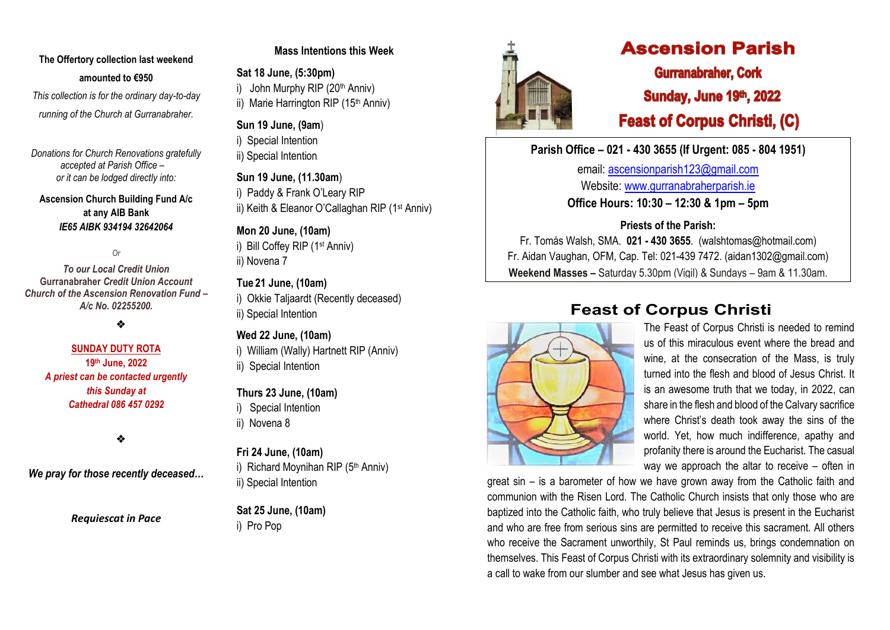**The Offertory collection last weekend**

**amounted to €950**

*This collection is for the ordinary day-to-day running of the Church at Gurranabraher.*

*Donations for Church Renovations gratefully accepted at Parish Office – or it can be lodged directly into:*

**Ascension Church Building Fund A/c**
**at any AIB Bank**
***IE65 AIBK 934194 32642064***

*Or*

***To our Local Credit Union***
**Gurranabraher *Credit Union Account***
***Church of the Ascension Renovation Fund – A/c No. 02255200.***

❖

**SUNDAY DUTY ROTA**
**19th June, 2022**
***A priest can be contacted urgently this Sunday at Cathedral 086 457 0292***

❖

***We pray for those recently deceased…***

***Requiescat in Pace***

## Mass Intentions this Week

**Sat 18 June, (5:30pm)**
i) John Murphy RIP (20th Anniv)
ii) Marie Harrington RIP (15th Anniv)

**Sun 19 June, (9am)**
i) Special Intention
ii) Special Intention

**Sun 19 June, (11.30am)**
i) Paddy & Frank O'Leary RIP
ii) Keith & Eleanor O'Callaghan RIP (1st Anniv)

**Mon 20 June, (10am)**
i) Bill Coffey RIP (1st Anniv)
ii) Novena 7

**Tue 21 June, (10am)**
i) Okkie Taljaardt (Recently deceased)
ii) Special Intention

**Wed 22 June, (10am)**
i) William (Wally) Hartnett RIP (Anniv)
ii) Special Intention

**Thurs 23 June, (10am)**
i) Special Intention
ii) Novena 8

**Fri 24 June, (10am)**
i) Richard Moynihan RIP (5th Anniv)
ii) Special Intention

**Sat 25 June, (10am)**
i) Pro Pop

# Ascension Parish

## Gurranabraher, Cork

## Sunday, June 19th, 2022

## Feast of Corpus Christi, (C)

**Parish Office – 021 - 430 3655 (If Urgent: 085 - 804 1951)**

email: ascensionparish123@gmail.com
Website: www.gurranabraherparish.ie
**Office Hours: 10:30 – 12:30 & 1pm – 5pm**

**Priests of the Parish:**
Fr. Tomás Walsh, SMA. **021 - 430 3655**. (walshtomas@hotmail.com)
Fr. Aidan Vaughan, OFM, Cap. Tel: 021-439 7472. (aidan1302@gmail.com)
**Weekend Masses –** Saturday 5.30pm (Vigil) & Sundays – 9am & 11.30am.

## Feast of Corpus Christi

The Feast of Corpus Christi is needed to remind us of this miraculous event where the bread and wine, at the consecration of the Mass, is truly turned into the flesh and blood of Jesus Christ. It is an awesome truth that we today, in 2022, can share in the flesh and blood of the Calvary sacrifice where Christ's death took away the sins of the world. Yet, how much indifference, apathy and profanity there is around the Eucharist. The casual way we approach the altar to receive – often in great sin – is a barometer of how we have grown away from the Catholic faith and communion with the Risen Lord. The Catholic Church insists that only those who are baptized into the Catholic faith, who truly believe that Jesus is present in the Eucharist and who are free from serious sins are permitted to receive this sacrament. All others who receive the Sacrament unworthily, St Paul reminds us, brings condemnation on themselves. This Feast of Corpus Christi with its extraordinary solemnity and visibility is a call to wake from our slumber and see what Jesus has given us.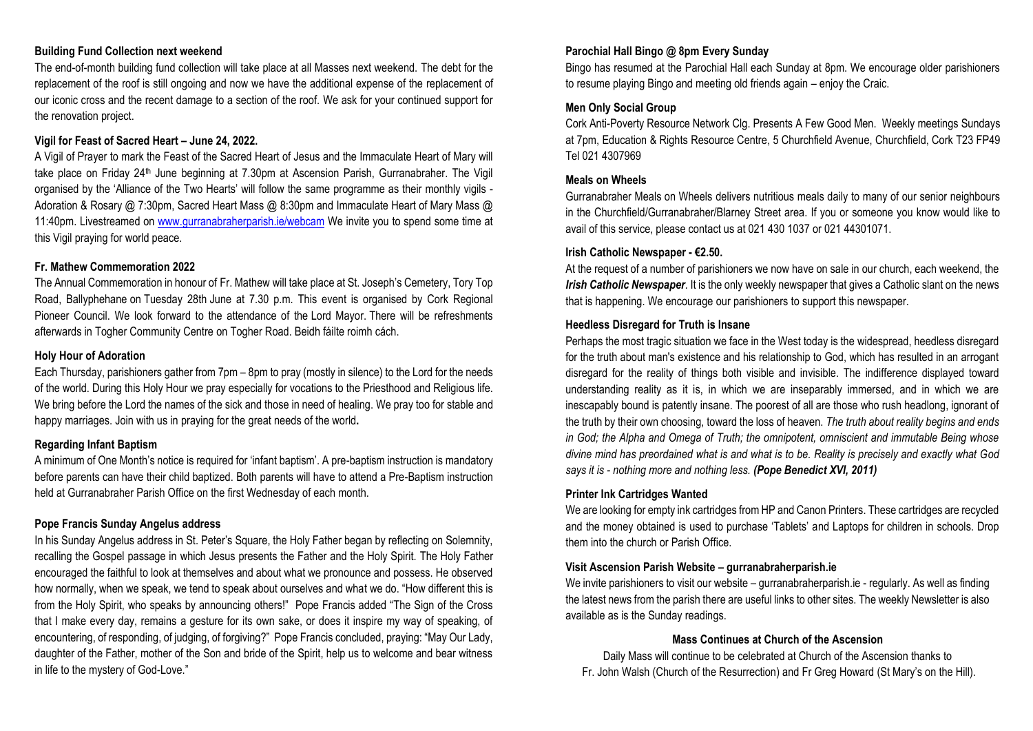### Building Fund Collection next weekend

The end-of-month building fund collection will take place at all Masses next weekend. The debt for the replacement of the roof is still ongoing and now we have the additional expense of the replacement of our iconic cross and the recent damage to a section of the roof. We ask for your continued support for the renovation project.

### Vigil for Feast of Sacred Heart – June 24, 2022.

A Vigil of Prayer to mark the Feast of the Sacred Heart of Jesus and the Immaculate Heart of Mary will take place on Friday 24th June beginning at 7.30pm at Ascension Parish, Gurranabraher. The Vigil organised by the 'Alliance of the Two Hearts' will follow the same programme as their monthly vigils - Adoration & Rosary @ 7:30pm, Sacred Heart Mass @ 8:30pm and Immaculate Heart of Mary Mass @ 11:40pm. Livestreamed on www.gurranabraherparish.ie/webcam We invite you to spend some time at this Vigil praying for world peace.

### Fr. Mathew Commemoration 2022

The Annual Commemoration in honour of Fr. Mathew will take place at St. Joseph's Cemetery, Tory Top Road, Ballyphehane on Tuesday 28th June at 7.30 p.m. This event is organised by Cork Regional Pioneer Council. We look forward to the attendance of the Lord Mayor. There will be refreshments afterwards in Togher Community Centre on Togher Road. Beidh fáilte roimh cách.

### Holy Hour of Adoration

Each Thursday, parishioners gather from 7pm – 8pm to pray (mostly in silence) to the Lord for the needs of the world. During this Holy Hour we pray especially for vocations to the Priesthood and Religious life. We bring before the Lord the names of the sick and those in need of healing. We pray too for stable and happy marriages. Join with us in praying for the great needs of the world**.**

### Regarding Infant Baptism

A minimum of One Month's notice is required for 'infant baptism'. A pre-baptism instruction is mandatory before parents can have their child baptized. Both parents will have to attend a Pre-Baptism instruction held at Gurranabraher Parish Office on the first Wednesday of each month.

### Pope Francis Sunday Angelus address

In his Sunday Angelus address in St. Peter's Square, the Holy Father began by reflecting on Solemnity, recalling the Gospel passage in which Jesus presents the Father and the Holy Spirit. The Holy Father encouraged the faithful to look at themselves and about what we pronounce and possess. He observed how normally, when we speak, we tend to speak about ourselves and what we do. "How different this is from the Holy Spirit, who speaks by announcing others!" Pope Francis added "The Sign of the Cross that I make every day, remains a gesture for its own sake, or does it inspire my way of speaking, of encountering, of responding, of judging, of forgiving?" Pope Francis concluded, praying: "May Our Lady, daughter of the Father, mother of the Son and bride of the Spirit, help us to welcome and bear witness in life to the mystery of God-Love."

### Parochial Hall Bingo @ 8pm Every Sunday

Bingo has resumed at the Parochial Hall each Sunday at 8pm. We encourage older parishioners to resume playing Bingo and meeting old friends again – enjoy the Craic.

### Men Only Social Group

Cork Anti-Poverty Resource Network Clg. Presents A Few Good Men. Weekly meetings Sundays at 7pm, Education & Rights Resource Centre, 5 Churchfield Avenue, Churchfield, Cork T23 FP49 Tel 021 4307969

### Meals on Wheels

Gurranabraher Meals on Wheels delivers nutritious meals daily to many of our senior neighbours in the Churchfield/Gurranabraher/Blarney Street area. If you or someone you know would like to avail of this service, please contact us at 021 430 1037 or 021 44301071.

### Irish Catholic Newspaper - €2.50.

At the request of a number of parishioners we now have on sale in our church, each weekend, the ***Irish Catholic Newspaper***. It is the only weekly newspaper that gives a Catholic slant on the news that is happening. We encourage our parishioners to support this newspaper.

### Heedless Disregard for Truth is Insane

Perhaps the most tragic situation we face in the West today is the widespread, heedless disregard for the truth about man's existence and his relationship to God, which has resulted in an arrogant disregard for the reality of things both visible and invisible. The indifference displayed toward understanding reality as it is, in which we are inseparably immersed, and in which we are inescapably bound is patently insane. The poorest of all are those who rush headlong, ignorant of the truth by their own choosing, toward the loss of heaven. *The truth about reality begins and ends in God; the Alpha and Omega of Truth; the omnipotent, omniscient and immutable Being whose divine mind has preordained what is and what is to be. Reality is precisely and exactly what God says it is - nothing more and nothing less.* ***(Pope Benedict XVI, 2011)***

### Printer Ink Cartridges Wanted

We are looking for empty ink cartridges from HP and Canon Printers. These cartridges are recycled and the money obtained is used to purchase 'Tablets' and Laptops for children in schools. Drop them into the church or Parish Office.

### Visit Ascension Parish Website – gurranabraherparish.ie

We invite parishioners to visit our website – gurranabraherparish.ie - regularly. As well as finding the latest news from the parish there are useful links to other sites. The weekly Newsletter is also available as is the Sunday readings.

### Mass Continues at Church of the Ascension

Daily Mass will continue to be celebrated at Church of the Ascension thanks to Fr. John Walsh (Church of the Resurrection) and Fr Greg Howard (St Mary's on the Hill).